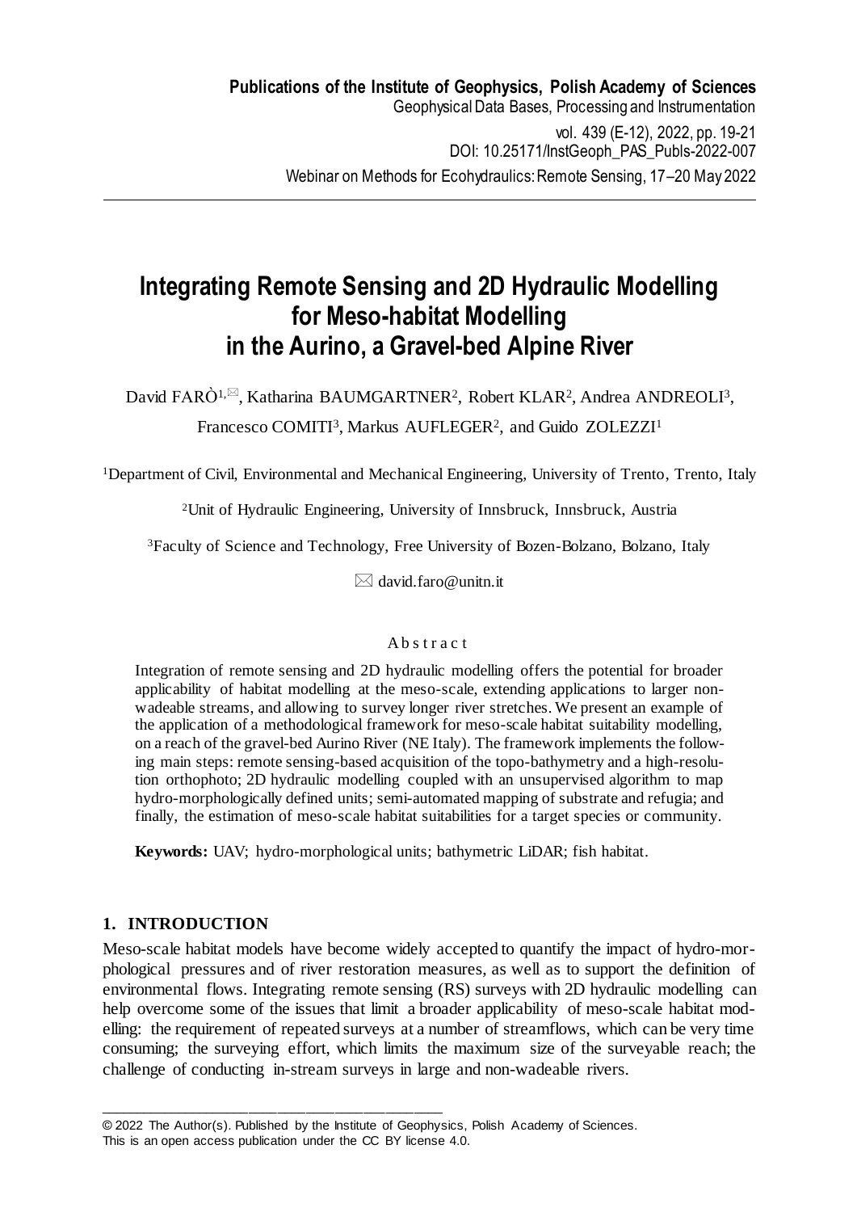Publications of the Institute of Geophysics, Polish Academy of Sciences
Geophysical Data Bases, Processing and Instrumentation
vol. 439 (E-12), 2022, pp. 19-21
DOI: 10.25171/InstGeoph_PAS_Publs-2022-007
Webinar on Methods for Ecohydraulics: Remote Sensing, 17–20 May 2022

# Integrating Remote Sensing and 2D Hydraulic Modelling for Meso-habitat Modelling in the Aurino, a Gravel-bed Alpine River

David FARÒ[1,✉], Katharina BAUMGARTNER[2], Robert KLAR[2], Andrea ANDREOLI[3], Francesco COMITI[3], Markus AUFLEGER[2], and Guido ZOLEZZI[1]

[1]Department of Civil, Environmental and Mechanical Engineering, University of Trento, Trento, Italy

[2]Unit of Hydraulic Engineering, University of Innsbruck, Innsbruck, Austria

[3]Faculty of Science and Technology, Free University of Bozen-Bolzano, Bolzano, Italy

✉ david.faro@unitn.it

Abstract

Integration of remote sensing and 2D hydraulic modelling offers the potential for broader applicability of habitat modelling at the meso-scale, extending applications to larger non-wadeable streams, and allowing to survey longer river stretches. We present an example of the application of a methodological framework for meso-scale habitat suitability modelling, on a reach of the gravel-bed Aurino River (NE Italy). The framework implements the following main steps: remote sensing-based acquisition of the topo-bathymetry and a high-resolution orthophoto; 2D hydraulic modelling coupled with an unsupervised algorithm to map hydro-morphologically defined units; semi-automated mapping of substrate and refugia; and finally, the estimation of meso-scale habitat suitabilities for a target species or community.

**Keywords:** UAV; hydro-morphological units; bathymetric LiDAR; fish habitat.

## 1. INTRODUCTION

Meso-scale habitat models have become widely accepted to quantify the impact of hydro-morphological pressures and of river restoration measures, as well as to support the definition of environmental flows. Integrating remote sensing (RS) surveys with 2D hydraulic modelling can help overcome some of the issues that limit a broader applicability of meso-scale habitat modelling: the requirement of repeated surveys at a number of streamflows, which can be very time consuming; the surveying effort, which limits the maximum size of the surveyable reach; the challenge of conducting in-stream surveys in large and non-wadeable rivers.

© 2022 The Author(s). Published by the Institute of Geophysics, Polish Academy of Sciences.
This is an open access publication under the CC BY license 4.0.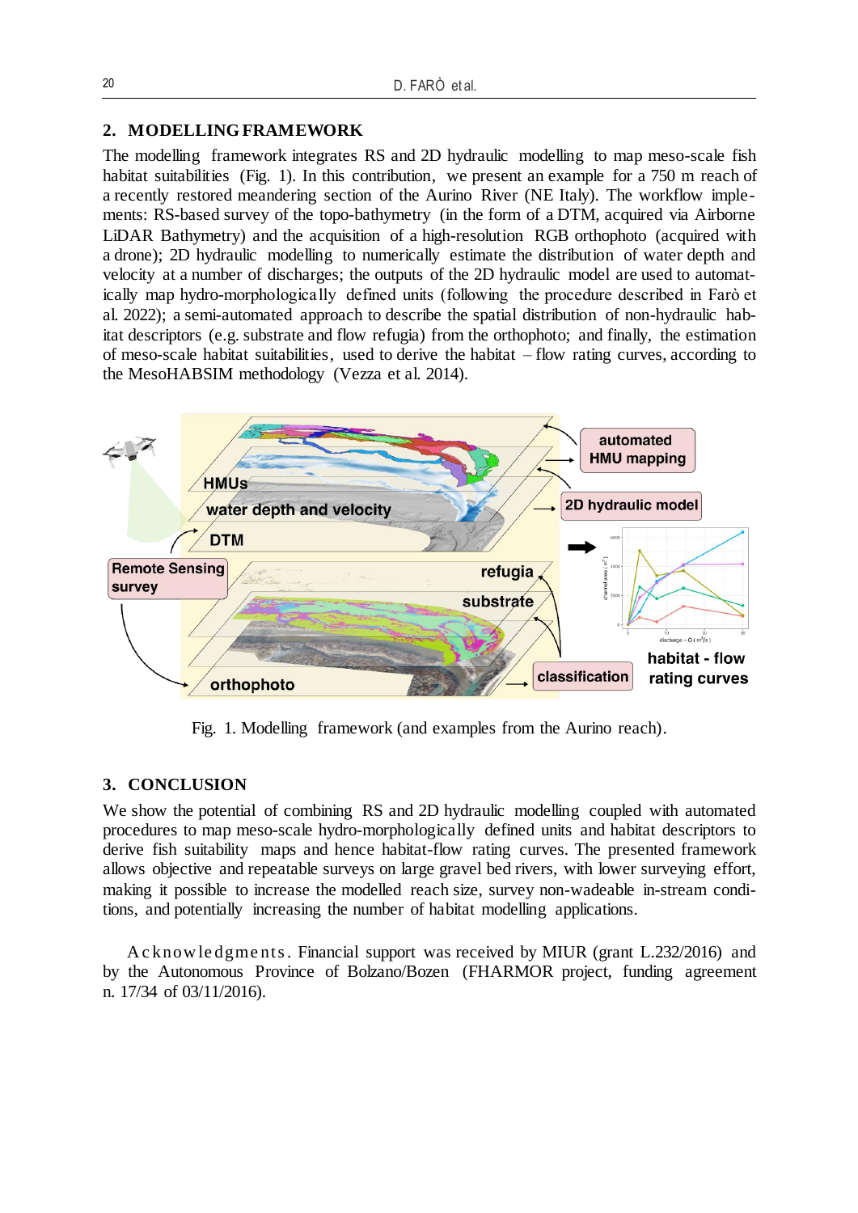## 2. MODELLING FRAMEWORK

The modelling framework integrates RS and 2D hydraulic modelling to map meso-scale fish habitat suitabilities (Fig. 1). In this contribution, we present an example for a 750 m reach of a recently restored meandering section of the Aurino River (NE Italy). The workflow implements: RS-based survey of the topo-bathymetry (in the form of a DTM, acquired via Airborne LiDAR Bathymetry) and the acquisition of a high-resolution RGB orthophoto (acquired with a drone); 2D hydraulic modelling to numerically estimate the distribution of water depth and velocity at a number of discharges; the outputs of the 2D hydraulic model are used to automatically map hydro-morphologically defined units (following the procedure described in Farò et al. 2022); a semi-automated approach to describe the spatial distribution of non-hydraulic habitat descriptors (e.g. substrate and flow refugia) from the orthophoto; and finally, the estimation of meso-scale habitat suitabilities, used to derive the habitat – flow rating curves, according to the MesoHABSIM methodology (Vezza et al. 2014).

Fig. 1. Modelling framework (and examples from the Aurino reach).

## 3. CONCLUSION

We show the potential of combining RS and 2D hydraulic modelling coupled with automated procedures to map meso-scale hydro-morphologically defined units and habitat descriptors to derive fish suitability maps and hence habitat-flow rating curves. The presented framework allows objective and repeatable surveys on large gravel bed rivers, with lower surveying effort, making it possible to increase the modelled reach size, survey non-wadeable in-stream conditions, and potentially increasing the number of habitat modelling applications.

A c k n o w l e d g m e n t s . Financial support was received by MIUR (grant L.232/2016) and by the Autonomous Province of Bolzano/Bozen (FHARMOR project, funding agreement n. 17/34 of 03/11/2016).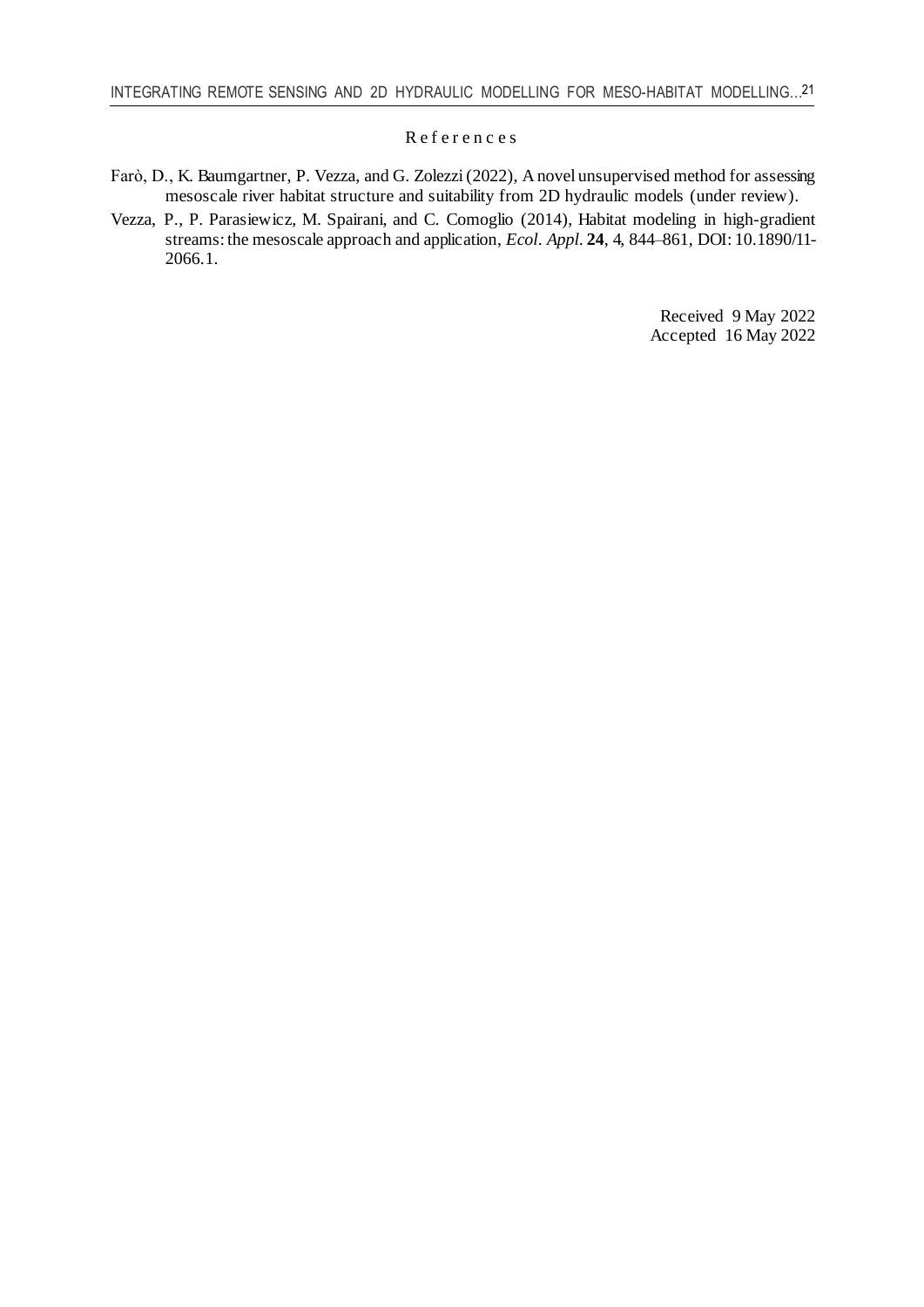## References

Farò, D., K. Baumgartner, P. Vezza, and G. Zolezzi (2022), A novel unsupervised method for assessing mesoscale river habitat structure and suitability from 2D hydraulic models (under review).

Vezza, P., P. Parasiewicz, M. Spairani, and C. Comoglio (2014), Habitat modeling in high-gradient streams: the mesoscale approach and application, *Ecol. Appl.* **24**, 4, 844–861, DOI: 10.1890/11-2066.1.

Received 9 May 2022
Accepted 16 May 2022